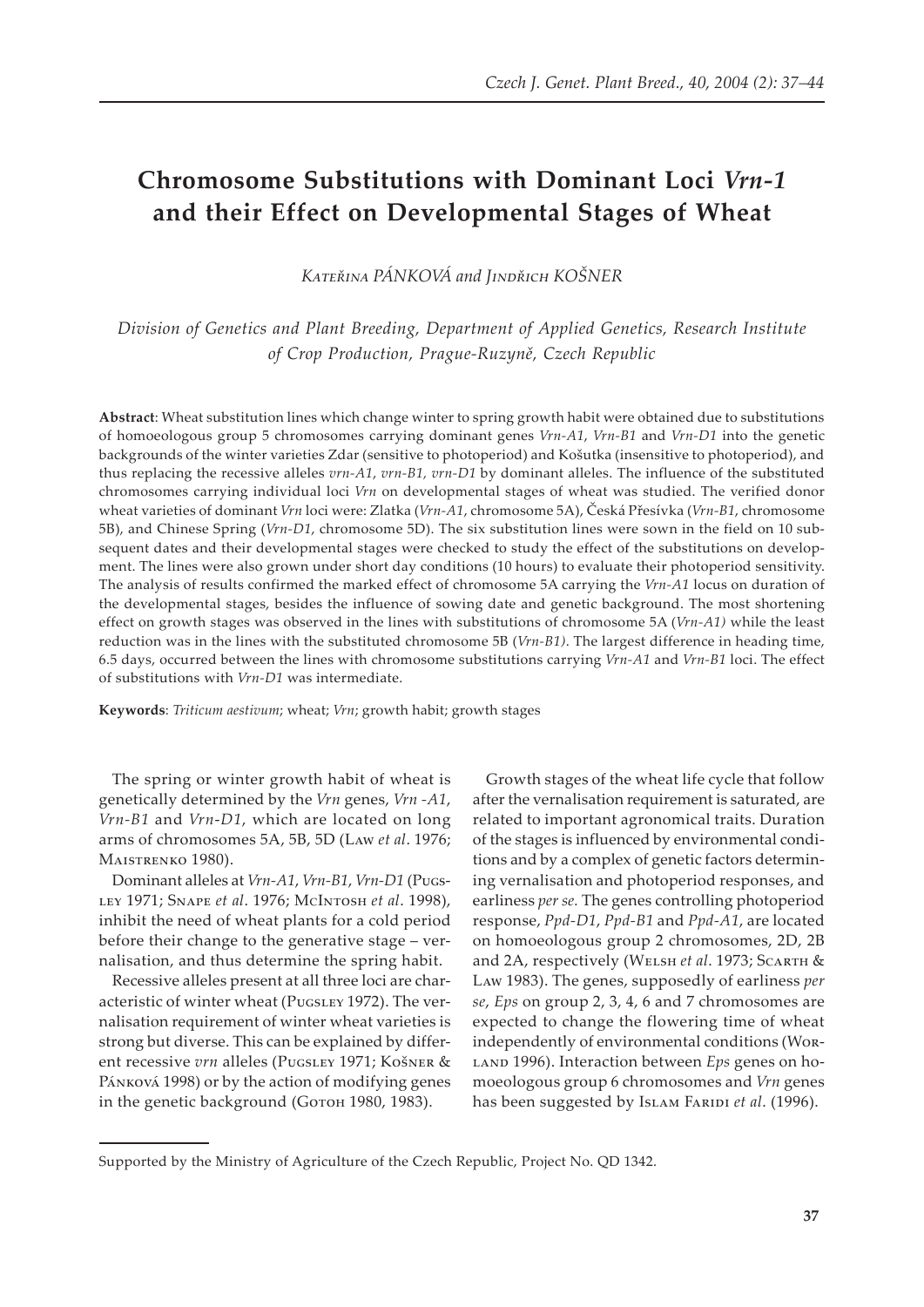# Chromosome Substitutions with Dominant Loci *Vrn-1* and their Effect on Developmental Stages of Wheat

*Kateřina PÁNKOVÁ and Jindřich KOŠNER*

*Division of Genetics and Plant Breeding, Department of Applied Genetics, Research Institute of Crop Production, Prague-Ruzyně, Czech Republic*

**Abstract**: Wheat substitution lines which change winter to spring growth habit were obtained due to substitutions of homoeologous group 5 chromosomes carrying dominant genes *Vrn-A1*, *Vrn-B1* and *Vrn-D1* into the genetic backgrounds of the winter varieties Zdar (sensitive to photoperiod) and Košutka (insensitive to photoperiod), and thus replacing the recessive alleles *vrn-A1*, *vrn-B1, vrn-D1* by dominant alleles. The influence of the substituted chromosomes carrying individual loci *Vrn* on developmental stages of wheat was studied. The verified donor wheat varieties of dominant *Vrn* loci were: Zlatka (*Vrn-A1*, chromosome 5A), Česká Přesívka (*Vrn-B1*, chromosome 5B), and Chinese Spring (*Vrn-D1*, chromosome 5D). The six substitution lines were sown in the field on 10 subsequent dates and their developmental stages were checked to study the effect of the substitutions on development. The lines were also grown under short day conditions (10 hours) to evaluate their photoperiod sensitivity. The analysis of results confirmed the marked effect of chromosome 5A carrying the *Vrn-A1* locus on duration of the developmental stages, besides the influence of sowing date and genetic background. The most shortening effect on growth stages was observed in the lines with substitutions of chromosome 5A (*Vrn-A1)* while the least reduction was in the lines with the substituted chromosome 5B (*Vrn-B1)*. The largest difference in heading time, 6.5 days, occurred between the lines with chromosome substitutions carrying *Vrn-A1* and *Vrn-B1* loci. The effect of substitutions with *Vrn-D1* was intermediate.

**Keywords**: *Triticum aestivum*; wheat; *Vrn*; growth habit; growth stages

The spring or winter growth habit of wheat is genetically determined by the *Vrn* genes, *Vrn -A1, Vrn-B1* and *Vrn-D1*, which are located on long arms of chromosomes 5A, 5B, 5D (Law *et al*. 1976; Maistrenko 1980).

Dominant alleles at *Vrn-A1*, *Vrn-B1*, *Vrn-D1* (Pugsley 1971; Snape *et al*. 1976; McIntosh *et al*. 1998), inhibit the need of wheat plants for a cold period before their change to the generative stage – vernalisation, and thus determine the spring habit.

Recessive alleles present at all three loci are characteristic of winter wheat (Pugsley 1972). The vernalisation requirement of winter wheat varieties is strong but diverse. This can be explained by different recessive *vrn* alleles (Pugsley 1971; Košner & Pánková 1998) or by the action of modifying genes in the genetic background (Gotoh 1980, 1983).

Growth stages of the wheat life cycle that follow after the vernalisation requirement is saturated, are related to important agronomical traits. Duration of the stages is influenced by environmental conditions and by a complex of genetic factors determining vernalisation and photoperiod responses, and earliness *per se.* The genes controlling photoperiod response, *Ppd-D1*, *Ppd-B1* and *Ppd-A1*, are located on homoeologous group 2 chromosomes, 2D, 2B and 2A, respectively (Welsh *et al*. 1973; Scarth & Law 1983). The genes, supposedly of earliness *per se*, *Eps* on group 2, 3, 4, 6 and 7 chromosomes are expected to change the flowering time of wheat independently of environmental conditions (Worland 1996). Interaction between *Eps* genes on homoeologous group 6 chromosomes and *Vrn* genes has been suggested by Islam Faridi *et al*. (1996).

Supported by the Ministry of Agriculture of the Czech Republic, Project No. QD 1342.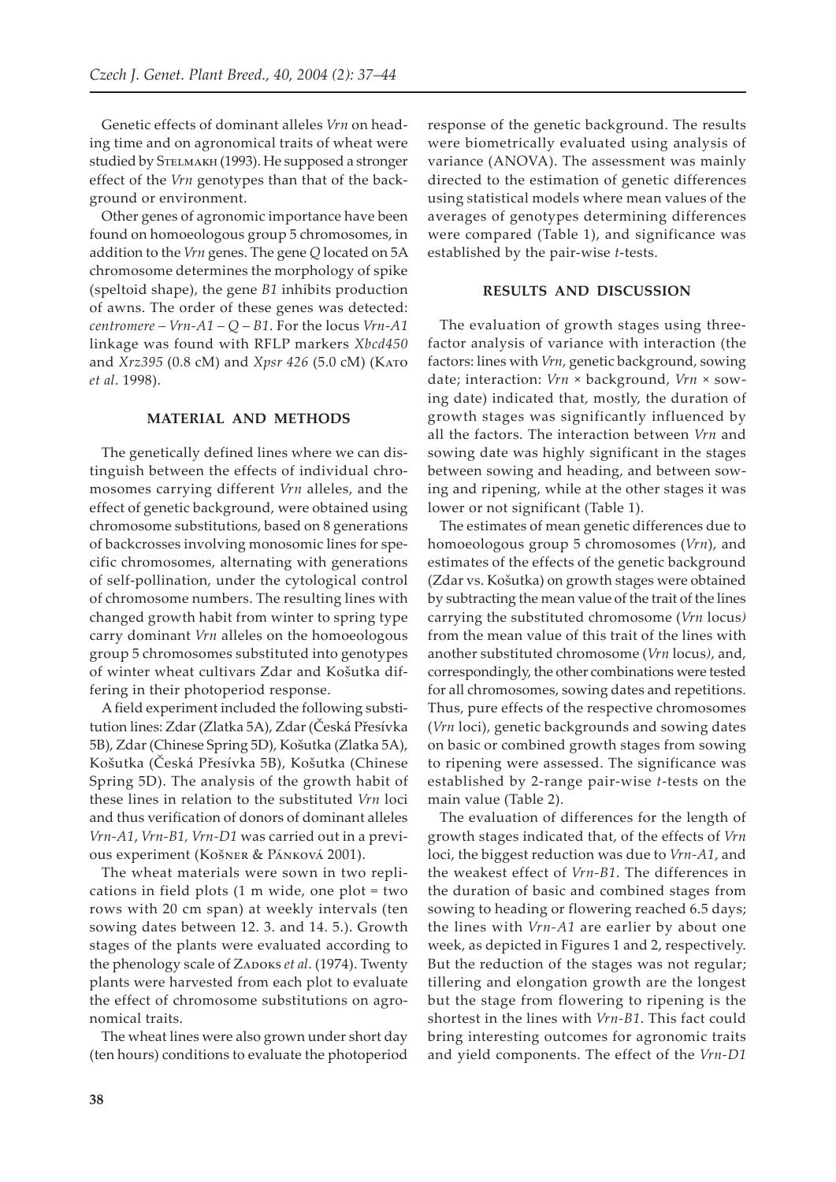Genetic effects of dominant alleles *Vrn* on heading time and on agronomical traits of wheat were studied by Stelmakh (1993). He supposed a stronger effect of the *Vrn* genotypes than that of the background or environment.

Other genes of agronomic importance have been found on homoeologous group 5 chromosomes, in addition to the *Vrn* genes. The gene *Q* located on 5A chromosome determines the morphology of spike (speltoid shape), the gene *B1* inhibits production of awns. The order of these genes was detected: *centromere – Vrn-A1 – Q – B1*. For the locus *Vrn-A1* linkage was found with RFLP markers *Xbcd450* and *Xrz395* (0.8 cM) and *Xpsr 426* (5.0 cM) (Kato *et al*. 1998).

## MATERIAL AND METHODS

The genetically defined lines where we can distinguish between the effects of individual chromosomes carrying different *Vrn* alleles, and the effect of genetic background, were obtained using chromosome substitutions, based on 8 generations of backcrosses involving monosomic lines for specific chromosomes, alternating with generations of self-pollination, under the cytological control of chromosome numbers. The resulting lines with changed growth habit from winter to spring type carry dominant *Vrn* alleles on the homoeologous group 5 chromosomes substituted into genotypes of winter wheat cultivars Zdar and Košutka differing in their photoperiod response.

A field experiment included the following substitution lines: Zdar (Zlatka 5A), Zdar (Česká Přesívka 5B), Zdar (Chinese Spring 5D), Košutka (Zlatka 5A), Košutka (Česká Přesívka 5B), Košutka (Chinese Spring 5D). The analysis of the growth habit of these lines in relation to the substituted *Vrn* loci and thus verification of donors of dominant alleles *Vrn-A1*, *Vrn-B1, Vrn-D1* was carried out in a previous experiment (Košner & Pánková 2001).

The wheat materials were sown in two replications in field plots (1 m wide, one plot = two rows with 20 cm span) at weekly intervals (ten sowing dates between 12. 3. and 14. 5.). Growth stages of the plants were evaluated according to the phenology scale of Zadoks *et al*. (1974). Twenty plants were harvested from each plot to evaluate the effect of chromosome substitutions on agronomical traits.

The wheat lines were also grown under short day (ten hours) conditions to evaluate the photoperiod response of the genetic background. The results were biometrically evaluated using analysis of variance (ANOVA). The assessment was mainly directed to the estimation of genetic differences using statistical models where mean values of the averages of genotypes determining differences were compared (Table 1), and significance was established by the pair-wise *t*-tests.

## RESULTS AND DISCUSSION

The evaluation of growth stages using three-factor analysis of variance with interaction (the factors: lines with *Vrn*, genetic background, sowing date; interaction: *Vrn* × background, *Vrn* × sowing date) indicated that, mostly, the duration of growth stages was significantly influenced by all the factors. The interaction between *Vrn* and sowing date was highly significant in the stages between sowing and heading, and between sowing and ripening, while at the other stages it was lower or not significant (Table 1).

The estimates of mean genetic differences due to homoeologous group 5 chromosomes (*Vrn*), and estimates of the effects of the genetic background (Zdar vs. Košutka) on growth stages were obtained by subtracting the mean value of the trait of the lines carrying the substituted chromosome (*Vrn* locus*)* from the mean value of this trait of the lines with another substituted chromosome (*Vrn* locus*)*, and, correspondingly, the other combinations were tested for all chromosomes, sowing dates and repetitions. Thus, pure effects of the respective chromosomes (*Vrn* loci), genetic backgrounds and sowing dates on basic or combined growth stages from sowing to ripening were assessed. The significance was established by 2-range pair-wise *t*-tests on the main value (Table 2).

The evaluation of differences for the length of growth stages indicated that, of the effects of *Vrn* loci, the biggest reduction was due to *Vrn-A1*, and the weakest effect of *Vrn-B1*. The differences in the duration of basic and combined stages from sowing to heading or flowering reached 6.5 days; the lines with *Vrn-A1* are earlier by about one week, as depicted in Figures 1 and 2, respectively. But the reduction of the stages was not regular; tillering and elongation growth are the longest but the stage from flowering to ripening is the shortest in the lines with *Vrn-B1*. This fact could bring interesting outcomes for agronomic traits and yield components. The effect of the *Vrn-D1*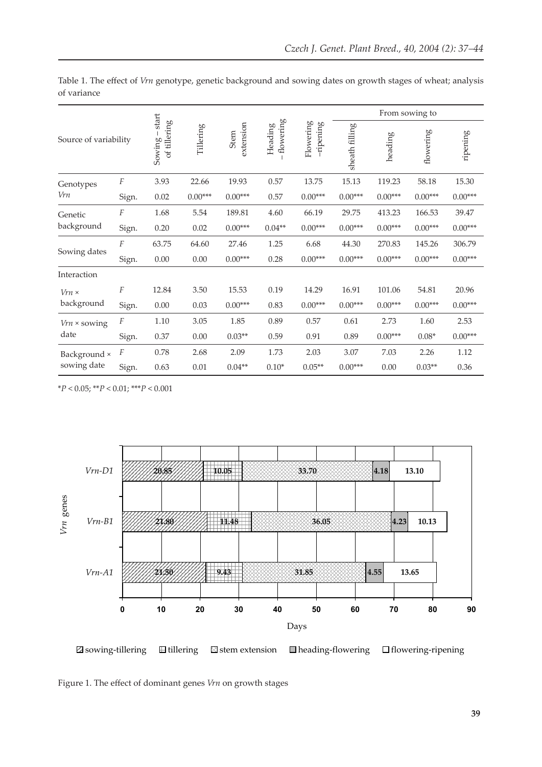Table 1. The effect of *Vrn* genotype, genetic background and sowing dates on growth stages of wheat; analysis of variance

| Source of variability | | Sowing – start of tillering | Tillering | Stem extension | Heading – flowering | Flowering –ripening | From sowing to sheath filling | heading | flowering | ripening |
|---|---|---|---|---|---|---|---|---|---|---|
| Genotypes *Vrn* | *F* | 3.93 | 22.66 | 19.93 | 0.57 | 13.75 | 15.13 | 119.23 | 58.18 | 15.30 |
| | Sign. | 0.02 | 0.00*** | 0.00*** | 0.57 | 0.00*** | 0.00*** | 0.00*** | 0.00*** | 0.00*** |
| Genetic background | *F* | 1.68 | 5.54 | 189.81 | 4.60 | 66.19 | 29.75 | 413.23 | 166.53 | 39.47 |
| | Sign. | 0.20 | 0.02 | 0.00*** | 0.04** | 0.00*** | 0.00*** | 0.00*** | 0.00*** | 0.00*** |
| Sowing dates | *F* | 63.75 | 64.60 | 27.46 | 1.25 | 6.68 | 44.30 | 270.83 | 145.26 | 306.79 |
| | Sign. | 0.00 | 0.00 | 0.00*** | 0.28 | 0.00*** | 0.00*** | 0.00*** | 0.00*** | 0.00*** |
| Interaction | | | | | | | | | | |
| *Vrn* × background | *F* | 12.84 | 3.50 | 15.53 | 0.19 | 14.29 | 16.91 | 101.06 | 54.81 | 20.96 |
| | Sign. | 0.00 | 0.03 | 0.00*** | 0.83 | 0.00*** | 0.00*** | 0.00*** | 0.00*** | 0.00*** |
| *Vrn* × sowing date | *F* | 1.10 | 3.05 | 1.85 | 0.89 | 0.57 | 0.61 | 2.73 | 1.60 | 2.53 |
| | Sign. | 0.37 | 0.00 | 0.03** | 0.59 | 0.91 | 0.89 | 0.00*** | 0.08* | 0.00*** |
| Background × sowing date | *F* | 0.78 | 2.68 | 2.09 | 1.73 | 2.03 | 3.07 | 7.03 | 2.26 | 1.12 |
| | Sign. | 0.63 | 0.01 | 0.04** | 0.10* | 0.05** | 0.00*** | 0.00 | 0.03** | 0.36 |

*$P < 0.05$; **$P < 0.01$; ***$P < 0.001$

Vrn genes

Vrn-D1: 20.85, 10.05, 33.70, 4.18, 13.10

Vrn-B1: 21.80, 11.48, 36.05, 4.23, 10.13

Vrn-A1: 21.50, 9.43, 31.85, 4.55, 13.65

0 10 20 30 40 50 60 70 80 90

Days

sowing-tillering, tillering, stem extension, heading-flowering, flowering-ripening

Figure 1. The effect of dominant genes *Vrn* on growth stages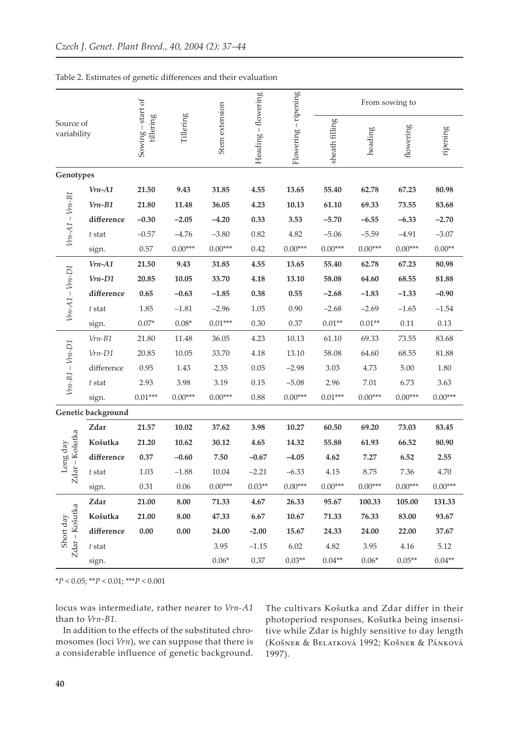Table 2. Estimates of genetic differences and their evaluation

| Source of variability | | Sowing – start of tillering | Tillering | Stem extension | Heading – flowering | Flowering – ripening | From sowing to sheath filling | From sowing to heading | From sowing to flowering | From sowing to ripening |
|---|---|---|---|---|---|---|---|---|---|---|
| **Genotypes** | | | | | | | | | | |
| *Vrn-A1 – Vrn-B1* | ***Vrn-A1*** | **21.50** | **9.43** | **31.85** | **4.55** | **13.65** | **55.40** | **62.78** | **67.23** | **80.98** |
| | ***Vrn-B1*** | **21.80** | **11.48** | **36.05** | **4.23** | **10.13** | **61.10** | **69.33** | **73.55** | **83.68** |
| | **difference** | **–0.30** | **–2.05** | **–4.20** | **0.33** | **3.53** | **–5.70** | **–6.55** | **–6.33** | **–2.70** |
| | *t* stat | –0.57 | –4.76 | –3.80 | 0.82 | 4.82 | –5.06 | –5.59 | –4.91 | –3.07 |
| | sign. | 0.57 | 0.00*** | 0.00*** | 0.42 | 0.00*** | 0.00*** | 0.00*** | 0.00*** | 0.00** |
| *Vrn-A1 – Vrn-D1* | ***Vrn-A1*** | **21.50** | **9.43** | **31.85** | **4.55** | **13.65** | **55.40** | **62.78** | **67.23** | **80.98** |
| | ***Vrn-D1*** | **20.85** | **10.05** | **33.70** | **4.18** | **13.10** | **58.08** | **64.60** | **68.55** | **81.88** |
| | **difference** | **0.65** | **–0.63** | **–1.85** | **0.38** | **0.55** | **–2.68** | **–1.83** | **–1.33** | **–0.90** |
| | *t* stat | 1.85 | –1.81 | –2.96 | 1.05 | 0.90 | –2.68 | –2.69 | –1.65 | –1.54 |
| | sign. | 0.07* | 0.08* | 0.01*** | 0.30 | 0.37 | 0.01** | 0.01** | 0.11 | 0.13 |
| *Vrn-B1 – Vrn-D1* | *Vrn-B1* | 21.80 | 11.48 | 36.05 | 4.23 | 10.13 | 61.10 | 69.33 | 73.55 | 83.68 |
| | *Vrn-D1* | 20.85 | 10.05 | 33.70 | 4.18 | 13.10 | 58.08 | 64.60 | 68.55 | 81.88 |
| | difference | 0.95 | 1.43 | 2.35 | 0.05 | –2.98 | 3.03 | 4.73 | 5.00 | 1.80 |
| | *t* stat | 2.93 | 3.98 | 3.19 | 0.15 | –5.08 | 2.96 | 7.01 | 6.73 | 3.63 |
| | sign. | 0.01*** | 0.00*** | 0.00*** | 0.88 | 0.00*** | 0.01*** | 0.00*** | 0.00*** | 0.00*** |
| **Genetic background** | | | | | | | | | | |
| Long day Zdar – Košutka | **Zdar** | **21.57** | **10.02** | **37.62** | **3.98** | **10.27** | **60.50** | **69.20** | **73.03** | **83.45** |
| | **Košutka** | **21.20** | **10.62** | **30.12** | **4.65** | **14.32** | **55.88** | **61.93** | **66.52** | **80.90** |
| | **difference** | **0.37** | **–0.60** | **7.50** | **–0.67** | **–4.05** | **4.62** | **7.27** | **6.52** | **2.55** |
| | *t* stat | 1.03 | –1.88 | 10.04 | –2.21 | –6.33 | 4.15 | 8.75 | 7.36 | 4.70 |
| | sign. | 0.31 | 0.06 | 0.00*** | 0.03** | 0.00*** | 0.00*** | 0.00*** | 0.00*** | 0.00*** |
| Short day Zdar – Košutka | **Zdar** | **21.00** | **8.00** | **71.33** | **4.67** | **26.33** | **95.67** | **100.33** | **105.00** | **131.33** |
| | **Košutka** | **21.00** | **8.00** | **47.33** | **6.67** | **10.67** | **71.33** | **76.33** | **83.00** | **93.67** |
| | **difference** | **0.00** | **0.00** | **24.00** | **-2.00** | **15.67** | **24.33** | **24.00** | **22.00** | **37.67** |
| | *t* stat | | | 3.95 | –1.15 | 6.02 | 4.82 | 3.95 | 4.16 | 5.12 |
| | sign. | | | 0.06* | 0.37 | 0.03** | 0.04** | 0.06* | 0.05** | 0.04** |

*$P < 0.05$; **$P < 0.01$; ***$P < 0.001$

locus was intermediate, rather nearer to *Vrn-A1* than to *Vrn-B1*.

In addition to the effects of the substituted chromosomes (loci *Vrn*), we can suppose that there is a considerable influence of genetic background. The cultivars Košutka and Zdar differ in their photoperiod responses, Košutka being insensitive while Zdar is highly sensitive to day length (Košner & Belatková 1992; Košner & Pánková 1997).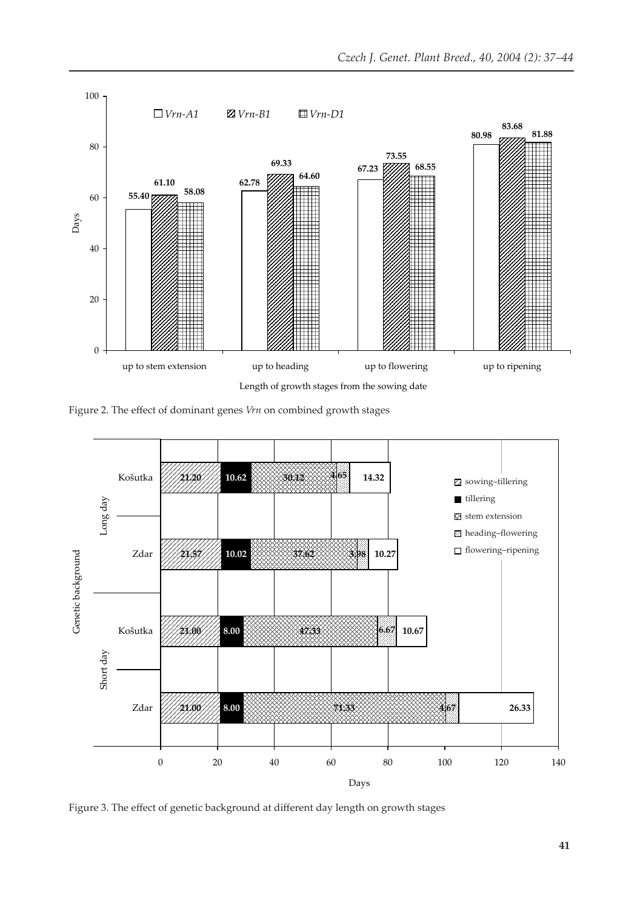100

80

60

40

20

0

Days

Vrn-A1 Vrn-B1 Vrn-D1

55.40 61.10 58.08

62.78 69.33 64.60

67.23 73.55 68.55

80.98 83.68 81.88

up to stem extension

up to heading

up to flowering

up to ripening

Length of growth stages from the sowing date

Figure 2. The effect of dominant genes *Vrn* on combined growth stages

Genetic background

Long day

Košutka 21.20 10.62 30.12 4.65 14.32

Zdar 21.57 10.02 37.62 3.98 10.27

Short day

Košutka 21.00 8.00 47.33 6.67 10.67

Zdar 21.00 8.00 71.33 4.67 26.33

sowing–tillering

tillering

stem extension

heading–flowering

flowering–ripening

0 20 40 60 80 100 120 140

Days

Figure 3. The effect of genetic background at different day length on growth stages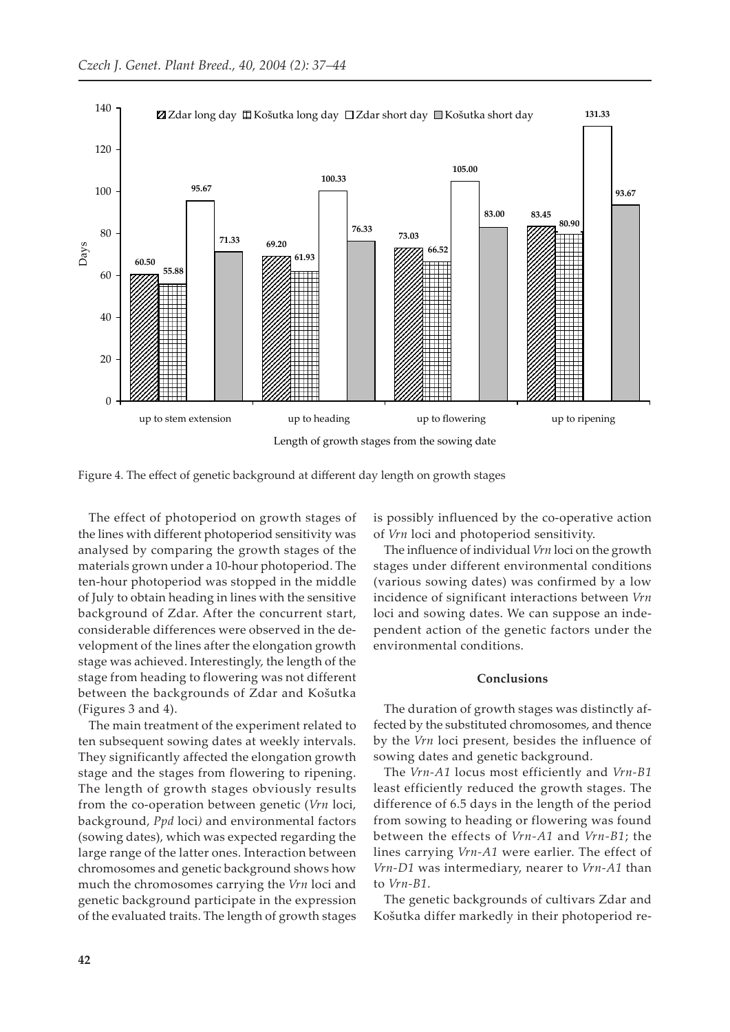140

120

100

80

60

40

20

0

Days

Zdar long day Košutka long day Zdar short day Košutka short day

60.50 55.88 95.67 71.33

69.20 61.93 100.33 76.33

73.03 66.52 105.00 83.00

83.45 80.90 131.33 93.67

up to stem extension

up to heading

up to flowering

up to ripening

Length of growth stages from the sowing date

Figure 4. The effect of genetic background at different day length on growth stages

The effect of photoperiod on growth stages of the lines with different photoperiod sensitivity was analysed by comparing the growth stages of the materials grown under a 10-hour photoperiod. The ten-hour photoperiod was stopped in the middle of July to obtain heading in lines with the sensitive background of Zdar. After the concurrent start, considerable differences were observed in the development of the lines after the elongation growth stage was achieved. Interestingly, the length of the stage from heading to flowering was not different between the backgrounds of Zdar and Košutka (Figures 3 and 4).

The main treatment of the experiment related to ten subsequent sowing dates at weekly intervals. They significantly affected the elongation growth stage and the stages from flowering to ripening. The length of growth stages obviously results from the co-operation between genetic (*Vrn* loci, background, *Ppd* loci) and environmental factors (sowing dates), which was expected regarding the large range of the latter ones. Interaction between chromosomes and genetic background shows how much the chromosomes carrying the *Vrn* loci and genetic background participate in the expression of the evaluated traits. The length of growth stages is possibly influenced by the co-operative action of *Vrn* loci and photoperiod sensitivity.

The influence of individual *Vrn* loci on the growth stages under different environmental conditions (various sowing dates) was confirmed by a low incidence of significant interactions between *Vrn* loci and sowing dates. We can suppose an independent action of the genetic factors under the environmental conditions.

## Conclusions

The duration of growth stages was distinctly affected by the substituted chromosomes, and thence by the *Vrn* loci present, besides the influence of sowing dates and genetic background.

The *Vrn-A1* locus most efficiently and *Vrn-B1* least efficiently reduced the growth stages. The difference of 6.5 days in the length of the period from sowing to heading or flowering was found between the effects of *Vrn-A1* and *Vrn-B1*; the lines carrying *Vrn-A1* were earlier. The effect of *Vrn-D1* was intermediary, nearer to *Vrn-A1* than to *Vrn-B1*.

The genetic backgrounds of cultivars Zdar and Košutka differ markedly in their photoperiod re-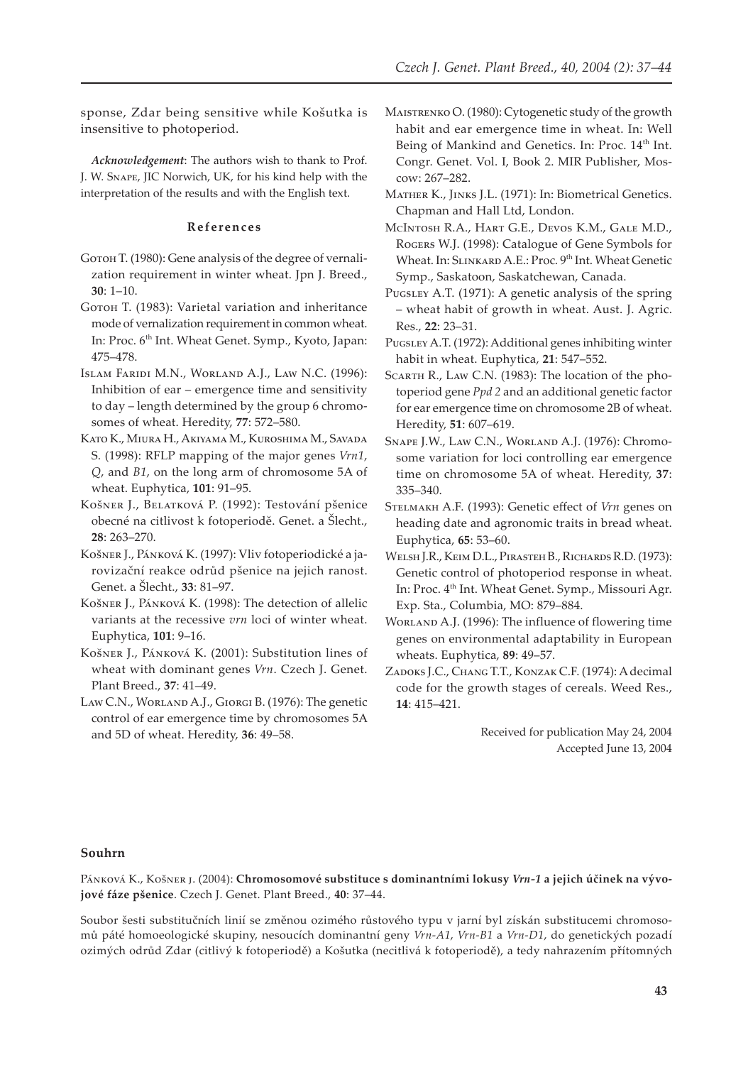sponse, Zdar being sensitive while Košutka is insensitive to photoperiod.

*Acknowledgement*: The authors wish to thank to Prof. J. W. Snape, JIC Norwich, UK, for his kind help with the interpretation of the results and with the English text.

## References

Gotoh T. (1980): Gene analysis of the degree of vernalization requirement in winter wheat. Jpn J. Breed., **30**: 1–10.

Gotoh T. (1983): Varietal variation and inheritance mode of vernalization requirement in common wheat. In: Proc. 6th Int. Wheat Genet. Symp., Kyoto, Japan: 475–478.

Islam Faridi M.N., Worland A.J., Law N.C. (1996): Inhibition of ear – emergence time and sensitivity to day – length determined by the group 6 chromosomes of wheat. Heredity, **77**: 572–580.

Kato K., Miura H., Akiyama M., Kuroshima M., Savada S. (1998): RFLP mapping of the major genes *Vrn1*, *Q*, and *B1*, on the long arm of chromosome 5A of wheat. Euphytica, **101**: 91–95.

Košner J., Belatková P. (1992): Testování pšenice obecné na citlivost k fotoperiodě. Genet. a Šlecht., **28**: 263–270.

Košner J., Pánková K. (1997): Vliv fotoperiodické a jarovizační reakce odrůd pšenice na jejich ranost. Genet. a Šlecht., **33**: 81–97.

Košner J., Pánková K. (1998): The detection of allelic variants at the recessive *vrn* loci of winter wheat. Euphytica, **101**: 9–16.

Košner J., Pánková K. (2001): Substitution lines of wheat with dominant genes *Vrn*. Czech J. Genet. Plant Breed., **37**: 41–49.

Law C.N., Worland A.J., Giorgi B. (1976): The genetic control of ear emergence time by chromosomes 5A and 5D of wheat. Heredity, **36**: 49–58.

Maistrenko O. (1980): Cytogenetic study of the growth habit and ear emergence time in wheat. In: Well Being of Mankind and Genetics. In: Proc. 14th Int. Congr. Genet. Vol. I, Book 2. MIR Publisher, Moscow: 267–282.

Mather K., Jinks J.L. (1971): In: Biometrical Genetics. Chapman and Hall Ltd, London.

McIntosh R.A., Hart G.E., Devos K.M., Gale M.D., Rogers W.J. (1998): Catalogue of Gene Symbols for Wheat. In: Slinkard A.E.: Proc. 9th Int. Wheat Genetic Symp., Saskatoon, Saskatchewan, Canada.

Pugsley A.T. (1971): A genetic analysis of the spring – wheat habit of growth in wheat. Aust. J. Agric. Res., **22**: 23–31.

Pugsley A.T. (1972): Additional genes inhibiting winter habit in wheat. Euphytica, **21**: 547–552.

Scarth R., Law C.N. (1983): The location of the photoperiod gene *Ppd 2* and an additional genetic factor for ear emergence time on chromosome 2B of wheat. Heredity, **51**: 607–619.

Snape J.W., Law C.N., Worland A.J. (1976): Chromosome variation for loci controlling ear emergence time on chromosome 5A of wheat. Heredity, **37**: 335–340.

Stelmakh A.F. (1993): Genetic effect of *Vrn* genes on heading date and agronomic traits in bread wheat. Euphytica, **65**: 53–60.

Welsh J.R., Keim D.L., Pirasteh B., Richards R.D. (1973): Genetic control of photoperiod response in wheat. In: Proc. 4th Int. Wheat Genet. Symp., Missouri Agr. Exp. Sta., Columbia, MO: 879–884.

Worland A.J. (1996): The influence of flowering time genes on environmental adaptability in European wheats. Euphytica, **89**: 49–57.

Zadoks J.C., Chang T.T., Konzak C.F. (1974): A decimal code for the growth stages of cereals. Weed Res., **14**: 415–421.

Received for publication May 24, 2004
Accepted June 13, 2004

### Souhrn

Pánková K., Košner J. (2004): **Chromosomové substituce s dominantními lokusy *Vrn-1* a jejich účinek na vývojové fáze pšenice**. Czech J. Genet. Plant Breed., **40**: 37–44.

Soubor šesti substitučních linií se změnou ozimého růstového typu v jarní byl získán substitucemi chromosomů páté homoeologické skupiny, nesoucích dominantní geny *Vrn-A1*, *Vrn-B1* a *Vrn-D1*, do genetických pozadí ozimých odrůd Zdar (citlivý k fotoperiodě) a Košutka (necitlivá k fotoperiodě), a tedy nahrazením přítomných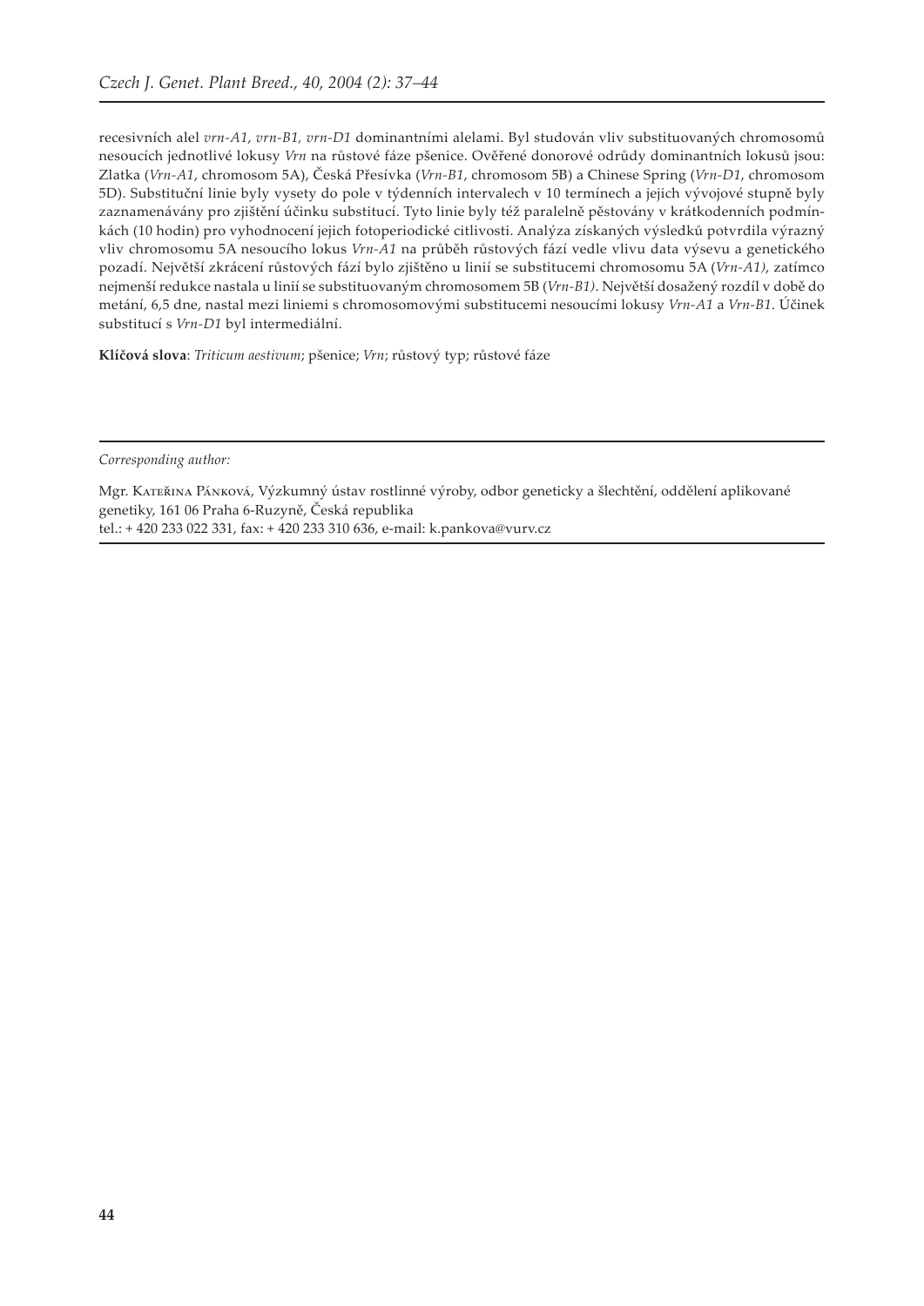recesivních alel *vrn-A1, vrn-B1, vrn-D1* dominantními alelami. Byl studován vliv substituovaných chromosomů nesoucích jednotlivé lokusy *Vrn* na růstové fáze pšenice. Ověřené donorové odrůdy dominantních lokusů jsou: Zlatka (*Vrn-A1*, chromosom 5A), Česká Přesívka (*Vrn-B1*, chromosom 5B) a Chinese Spring (*Vrn-D1*, chromosom 5D). Substituční linie byly vysety do pole v týdenních intervalech v 10 termínech a jejich vývojové stupně byly zaznamenávány pro zjištění účinku substitucí. Tyto linie byly též paralelně pěstovány v krátkodenních podmínkách (10 hodin) pro vyhodnocení jejich fotoperiodické citlivosti. Analýza získaných výsledků potvrdila výrazný vliv chromosomu 5A nesoucího lokus *Vrn-A1* na průběh růstových fází vedle vlivu data výsevu a genetického pozadí. Největší zkrácení růstových fází bylo zjištěno u linií se substitucemi chromosomu 5A (*Vrn-A1*), zatímco nejmenší redukce nastala u linií se substituovaným chromosomem 5B (*Vrn-B1*). Největší dosažený rozdíl v době do metání, 6,5 dne, nastal mezi liniemi s chromosomovými substitucemi nesoucími lokusy *Vrn-A1* a *Vrn-B1*. Účinek substitucí s *Vrn-D1* byl intermediální.

**Klíčová slova**: *Triticum aestivum*; pšenice; *Vrn*; růstový typ; růstové fáze

*Corresponding author:*

Mgr. Kateřina Pánková, Výzkumný ústav rostlinné výroby, odbor geneticky a šlechtění, oddělení aplikované genetiky, 161 06 Praha 6-Ruzyně, Česká republika
tel.: + 420 233 022 331, fax: + 420 233 310 636, e-mail: k.pankova@vurv.cz